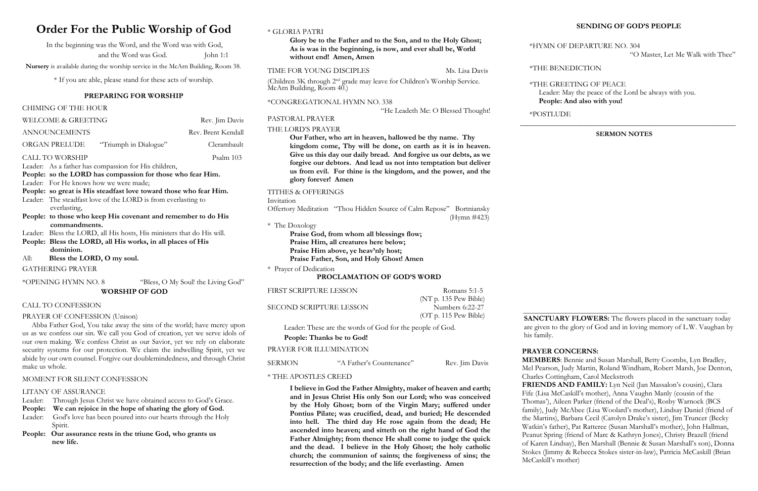# Order For the Public Worship of God

In the beginning was the Word, and the Word was with God, and the Word was God. John 1:1

**Nursery** is available during the worship service in the McArn Building, Room 38.

* If you are able, please stand for these acts of worship.

## PREPARING FOR WORSHIP

CHIMING OF THE HOUR

WELCOME & GREETING — Rev. Jim Davis

ANNOUNCEMENTS — Rev. Brent Kendall

ORGAN PRELUDE "Triumph in Dialogue" — Clerambault

CALL TO WORSHIP — Psalm 103

Leader: As a father has compassion for His children,
**People: so the LORD has compassion for those who fear Him.**
Leader: For He knows how we were made;
**People: so great is His steadfast love toward those who fear Him.**
Leader: The steadfast love of the LORD is from everlasting to everlasting,
**People: to those who keep His covenant and remember to do His commandments.**
Leader: Bless the LORD, all His hosts, His ministers that do His will.
**People: Bless the LORD, all His works, in all places of His dominion.**
All: **Bless the LORD, O my soul.**

GATHERING PRAYER

*OPENING HYMN NO. 8 "Bless, O My Soul! the Living God"

## WORSHIP OF GOD

CALL TO CONFESSION

PRAYER OF CONFESSION (Unison)

Abba Father God, You take away the sins of the world; have mercy upon us as we confess our sin. We call you God of creation, yet we serve idols of our own making. We confess Christ as our Savior, yet we rely on elaborate security systems for our protection. We claim the indwelling Spirit, yet we abide by our own counsel. Forgive our doublemindedness, and through Christ make us whole.

MOMENT FOR SILENT CONFESSION

LITANY OF ASSURANCE

Leader: Through Jesus Christ we have obtained access to God's Grace.
**People: We can rejoice in the hope of sharing the glory of God.**
Leader: God's love has been poured into our hearts through the Holy Spirit.
**People: Our assurance rests in the triune God, who grants us new life.**

* GLORIA PATRI

**Glory be to the Father and to the Son, and to the Holy Ghost; As is was in the beginning, is now, and ever shall be, World without end! Amen, Amen**

TIME FOR YOUNG DISCIPLES — Ms. Lisa Davis

(Children 3K through 2nd grade may leave for Children's Worship Service. McArn Building, Room 40.)

*CONGREGATIONAL HYMN NO. 338 "He Leadeth Me: O Blessed Thought!"

PASTORAL PRAYER

THE LORD'S PRAYER

**Our Father, who art in heaven, hallowed be thy name. Thy kingdom come, Thy will be done, on earth as it is in heaven. Give us this day our daily bread. And forgive us our debts, as we forgive our debtors. And lead us not into temptation but deliver us from evil. For thine is the kingdom, and the power, and the glory forever! Amen**

TITHES & OFFERINGS

Invitation

Offertory Meditation "Thou Hidden Source of Calm Repose" Bortniansky (Hymn #423)

* The Doxology

**Praise God, from whom all blessings flow;
Praise Him, all creatures here below;
Praise Him above, ye heav'nly host;
Praise Father, Son, and Holy Ghost! Amen**

* Prayer of Dedication

## PROCLAMATION OF GOD'S WORD

FIRST SCRIPTURE LESSON — Romans 5:1-5 (NT p. 135 Pew Bible)

SECOND SCRIPTURE LESSON — Numbers 6:22-27 (OT p. 115 Pew Bible)

Leader: These are the words of God for the people of God.
**People: Thanks be to God!**

PRAYER FOR ILLUMINATION

SERMON "A Father's Countenance" — Rev. Jim Davis

* THE APOSTLES CREED

**I believe in God the Father Almighty, maker of heaven and earth; and in Jesus Christ His only Son our Lord; who was conceived by the Holy Ghost; born of the Virgin Mary; suffered under Pontius Pilate; was crucified, dead, and buried; He descended into hell. The third day He rose again from the dead; He ascended into heaven; and sitteth on the right hand of God the Father Almighty; from thence He shall come to judge the quick and the dead. I believe in the Holy Ghost; the holy catholic church; the communion of saints; the forgiveness of sins; the resurrection of the body; and the life everlasting. Amen**

## SENDING OF GOD'S PEOPLE

*HYMN OF DEPARTURE NO. 304 "O Master, Let Me Walk with Thee"

*THE BENEDICTION

*THE GREETING OF PEACE
Leader: May the peace of the Lord be always with you.
**People: And also with you!**

*POSTLUDE

---

### SERMON NOTES

---

**SANCTUARY FLOWERS:** The flowers placed in the sanctuary today are given to the glory of God and in loving memory of L.W. Vaughan by his family.

**PRAYER CONCERNS:**

**MEMBERS**: Bennie and Susan Marshall, Betty Coombs, Lyn Bradley, Mel Pearson, Judy Martin, Roland Windham, Robert Marsh, Joe Denton, Charles Cottingham, Carol Meckstroth

**FRIENDS AND FAMILY:** Lyn Neil (Jan Massalon's cousin), Clara Fife (Lisa McCaskill's mother), Anna Vaughn Manly (cousin of the Thomas'), Aileen Parker (friend of the Deal's), Rosby Warnock (BCS family), Judy McAbee (Lisa Woolard's mother), Lindsay Daniel (friend of the Martins), Barbara Cecil (Carolyn Drake's sister), Jim Truncer (Becky Watkin's father), Pat Ratteree (Susan Marshall's mother), John Hallman, Peanut Spring (friend of Marc & Kathryn Jones), Christy Brazell (friend of Karen Lindsay), Ben Marshall (Bennie & Susan Marshall's son), Donna Stokes (Jimmy & Rebecca Stokes sister-in-law), Patricia McCaskill (Brian McCaskill's mother)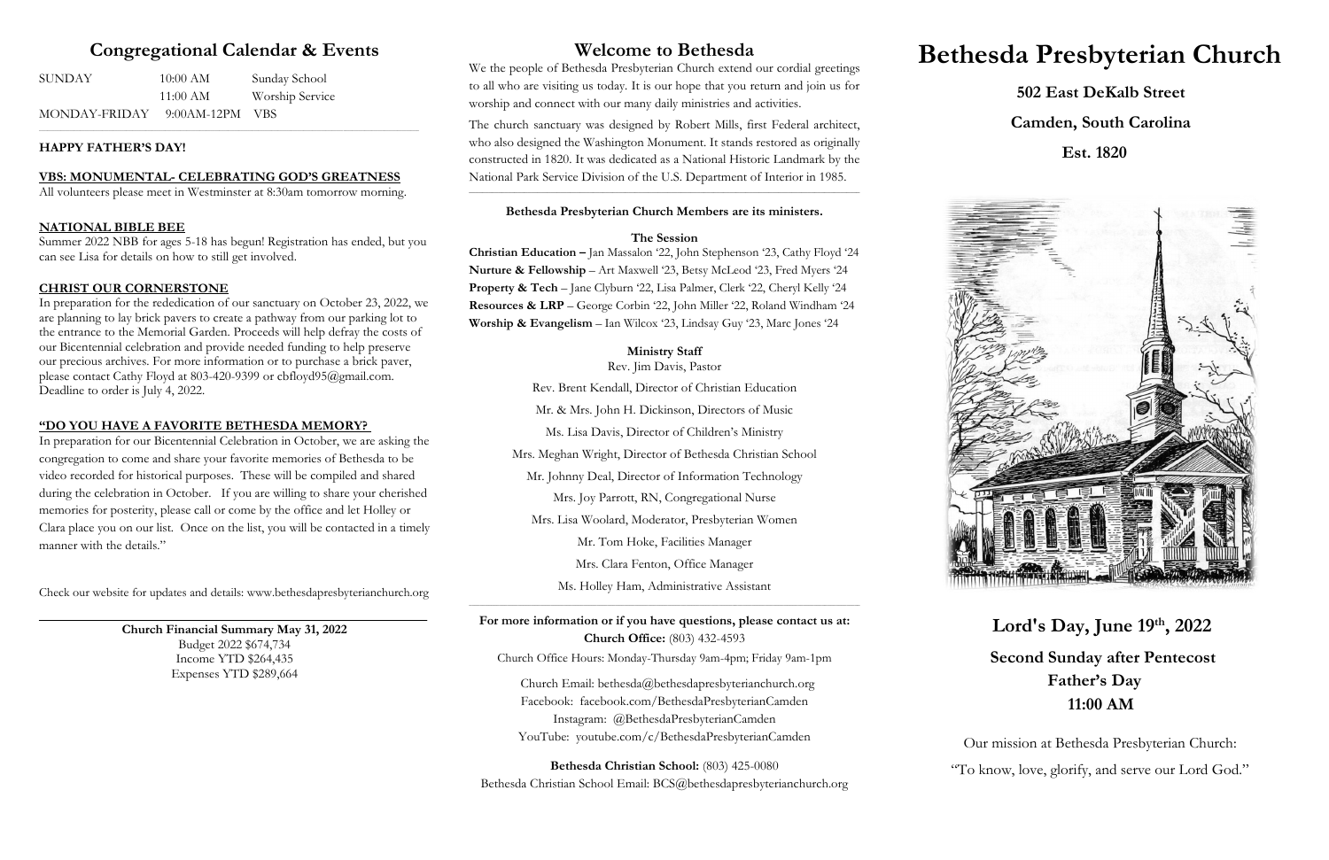## Congregational Calendar & Events

| | | |
|---|---|---|
| SUNDAY | 10:00 AM | Sunday School |
| | 11:00 AM | Worship Service |
| MONDAY-FRIDAY | 9:00AM-12PM | VBS |

**HAPPY FATHER'S DAY!**

**VBS: MONUMENTAL- CELEBRATING GOD'S GREATNESS**

All volunteers please meet in Westminster at 8:30am tomorrow morning.

**NATIONAL BIBLE BEE**

Summer 2022 NBB for ages 5-18 has begun! Registration has ended, but you can see Lisa for details on how to still get involved.

**CHRIST OUR CORNERSTONE**

In preparation for the rededication of our sanctuary on October 23, 2022, we are planning to lay brick pavers to create a pathway from our parking lot to the entrance to the Memorial Garden. Proceeds will help defray the costs of our Bicentennial celebration and provide needed funding to help preserve our precious archives. For more information or to purchase a brick paver, please contact Cathy Floyd at 803-420-9399 or cbfloyd95@gmail.com. Deadline to order is July 4, 2022.

**"DO YOU HAVE A FAVORITE BETHESDA MEMORY?**

In preparation for our Bicentennial Celebration in October, we are asking the congregation to come and share your favorite memories of Bethesda to be video recorded for historical purposes. These will be compiled and shared during the celebration in October. If you are willing to share your cherished memories for posterity, please call or come by the office and let Holley or Clara place you on our list. Once on the list, you will be contacted in a timely manner with the details."

Check our website for updates and details: www.bethesdapresbyterianchurch.org

**Church Financial Summary May 31, 2022**

Budget 2022 $674,734

Income YTD $264,435

Expenses YTD $289,664

## Welcome to Bethesda

We the people of Bethesda Presbyterian Church extend our cordial greetings to all who are visiting us today. It is our hope that you return and join us for worship and connect with our many daily ministries and activities.

The church sanctuary was designed by Robert Mills, first Federal architect, who also designed the Washington Monument. It stands restored as originally constructed in 1820. It was dedicated as a National Historic Landmark by the National Park Service Division of the U.S. Department of Interior in 1985.

**Bethesda Presbyterian Church Members are its ministers.**

**The Session**

**Christian Education –** Jan Massalon '22, John Stephenson '23, Cathy Floyd '24
**Nurture & Fellowship** – Art Maxwell '23, Betsy McLeod '23, Fred Myers '24
**Property & Tech** – Jane Clyburn '22, Lisa Palmer, Clerk '22, Cheryl Kelly '24
**Resources & LRP** – George Corbin '22, John Miller '22, Roland Windham '24
**Worship & Evangelism** – Ian Wilcox '23, Lindsay Guy '23, Marc Jones '24

**Ministry Staff**

Rev. Jim Davis, Pastor
Rev. Brent Kendall, Director of Christian Education
Mr. & Mrs. John H. Dickinson, Directors of Music
Ms. Lisa Davis, Director of Children's Ministry
Mrs. Meghan Wright, Director of Bethesda Christian School
Mr. Johnny Deal, Director of Information Technology
Mrs. Joy Parrott, RN, Congregational Nurse
Mrs. Lisa Woolard, Moderator, Presbyterian Women
Mr. Tom Hoke, Facilities Manager
Mrs. Clara Fenton, Office Manager
Ms. Holley Ham, Administrative Assistant

**For more information or if you have questions, please contact us at:**
**Church Office:** (803) 432-4593

Church Office Hours: Monday-Thursday 9am-4pm; Friday 9am-1pm

Church Email: bethesda@bethesdapresbyterianchurch.org
Facebook: facebook.com/BethesdaPresbyterianCamden
Instagram: @BethesdaPresbyterianCamden
YouTube: youtube.com/c/BethesdaPresbyterianCamden

**Bethesda Christian School:** (803) 425-0080
Bethesda Christian School Email: BCS@bethesdapresbyterianchurch.org

# Bethesda Presbyterian Church

**502 East DeKalb Street**

**Camden, South Carolina**

**Est. 1820**

**Lord's Day, June 19th, 2022**

**Second Sunday after Pentecost**
**Father's Day**
**11:00 AM**

Our mission at Bethesda Presbyterian Church:

"To know, love, glorify, and serve our Lord God."